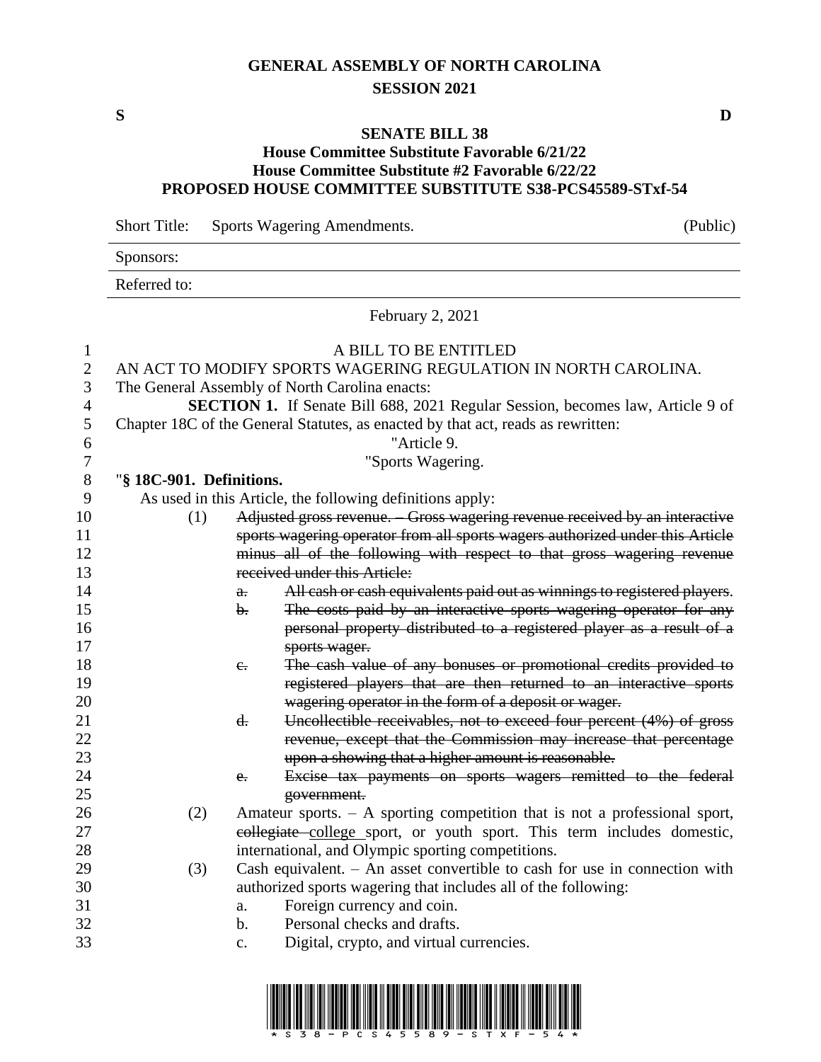# GENERAL ASSEMBLY OF NORTH CAROLINA
## SESSION 2021

**S** **D**

### SENATE BILL 38
### House Committee Substitute Favorable 6/21/22
### House Committee Substitute #2 Favorable 6/22/22
### PROPOSED HOUSE COMMITTEE SUBSTITUTE S38-PCS45589-STxf-54

Short Title: Sports Wagering Amendments. (Public)

Sponsors:

Referred to:

February 2, 2021

A BILL TO BE ENTITLED

AN ACT TO MODIFY SPORTS WAGERING REGULATION IN NORTH CAROLINA.

The General Assembly of North Carolina enacts:

**SECTION 1.** If Senate Bill 688, 2021 Regular Session, becomes law, Article 9 of Chapter 18C of the General Statutes, as enacted by that act, reads as rewritten:

"Article 9.

"Sports Wagering.

"**§ 18C-901. Definitions.**

As used in this Article, the following definitions apply:

(1) ~~Adjusted gross revenue. – Gross wagering revenue received by an interactive sports wagering operator from all sports wagers authorized under this Article minus all of the following with respect to that gross wagering revenue received under this Article:~~

a. ~~All cash or cash equivalents paid out as winnings to registered players.~~

b. ~~The costs paid by an interactive sports wagering operator for any personal property distributed to a registered player as a result of a sports wager.~~

c. ~~The cash value of any bonuses or promotional credits provided to registered players that are then returned to an interactive sports wagering operator in the form of a deposit or wager.~~

d. ~~Uncollectible receivables, not to exceed four percent (4%) of gross revenue, except that the Commission may increase that percentage upon a showing that a higher amount is reasonable.~~

e. ~~Excise tax payments on sports wagers remitted to the federal government.~~

(2) Amateur sports. – A sporting competition that is not a professional sport, ~~collegiate~~ <u>college</u> sport, or youth sport. This term includes domestic, international, and Olympic sporting competitions.

(3) Cash equivalent. – An asset convertible to cash for use in connection with authorized sports wagering that includes all of the following:

a. Foreign currency and coin.

b. Personal checks and drafts.

c. Digital, crypto, and virtual currencies.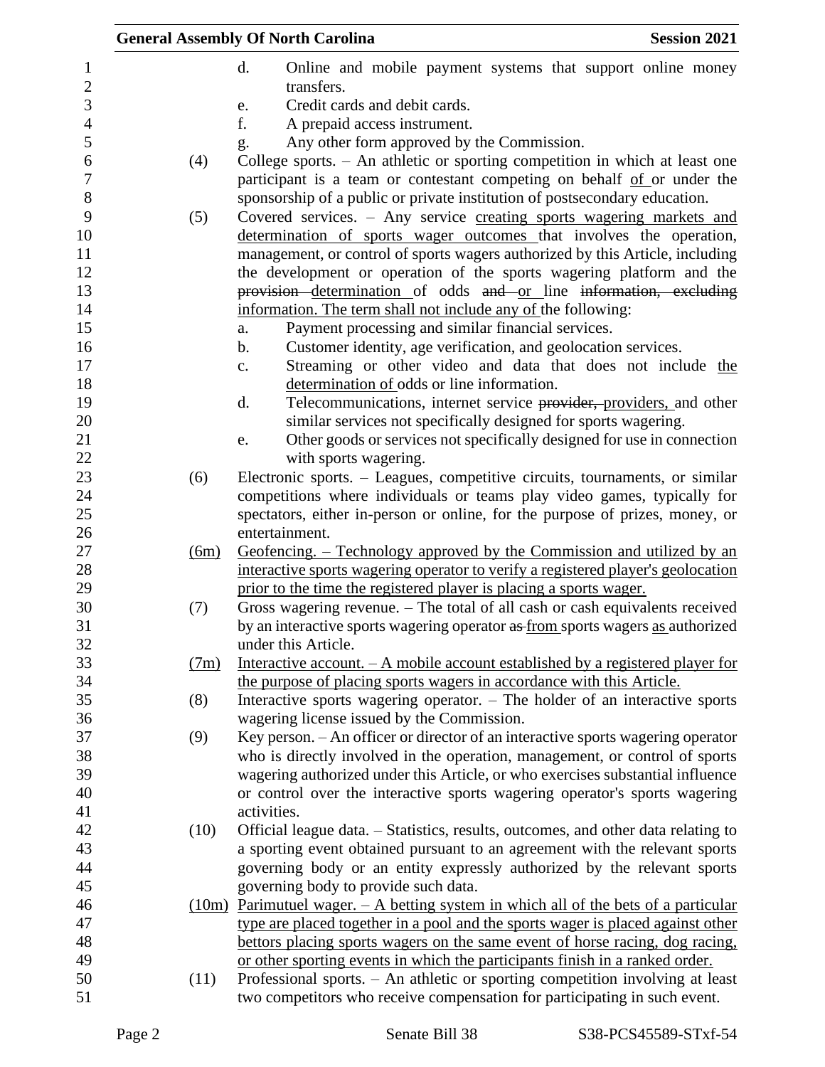d. Online and mobile payment systems that support online money transfers.

e. Credit cards and debit cards.

f. A prepaid access instrument.

g. Any other form approved by the Commission.

(4) College sports. – An athletic or sporting competition in which at least one participant is a team or contestant competing on behalf of or under the sponsorship of a public or private institution of postsecondary education.

(5) Covered services. – Any service creating sports wagering markets and determination of sports wager outcomes that involves the operation, management, or control of sports wagers authorized by this Article, including the development or operation of the sports wagering platform and the ~~provision~~ determination of odds ~~and~~ or line ~~information, excluding~~ information. The term shall not include any of the following:

a. Payment processing and similar financial services.

b. Customer identity, age verification, and geolocation services.

c. Streaming or other video and data that does not include the determination of odds or line information.

d. Telecommunications, internet service ~~provider,~~ providers, and other similar services not specifically designed for sports wagering.

e. Other goods or services not specifically designed for use in connection with sports wagering.

(6) Electronic sports. – Leagues, competitive circuits, tournaments, or similar competitions where individuals or teams play video games, typically for spectators, either in-person or online, for the purpose of prizes, money, or entertainment.

(6m) Geofencing. – Technology approved by the Commission and utilized by an interactive sports wagering operator to verify a registered player's geolocation prior to the time the registered player is placing a sports wager.

(7) Gross wagering revenue. – The total of all cash or cash equivalents received by an interactive sports wagering operator ~~as~~ from sports wagers as authorized under this Article.

(7m) Interactive account. – A mobile account established by a registered player for the purpose of placing sports wagers in accordance with this Article.

(8) Interactive sports wagering operator. – The holder of an interactive sports wagering license issued by the Commission.

(9) Key person. – An officer or director of an interactive sports wagering operator who is directly involved in the operation, management, or control of sports wagering authorized under this Article, or who exercises substantial influence or control over the interactive sports wagering operator's sports wagering activities.

(10) Official league data. – Statistics, results, outcomes, and other data relating to a sporting event obtained pursuant to an agreement with the relevant sports governing body or an entity expressly authorized by the relevant sports governing body to provide such data.

(10m) Parimutuel wager. – A betting system in which all of the bets of a particular type are placed together in a pool and the sports wager is placed against other bettors placing sports wagers on the same event of horse racing, dog racing, or other sporting events in which the participants finish in a ranked order.

(11) Professional sports. – An athletic or sporting competition involving at least two competitors who receive compensation for participating in such event.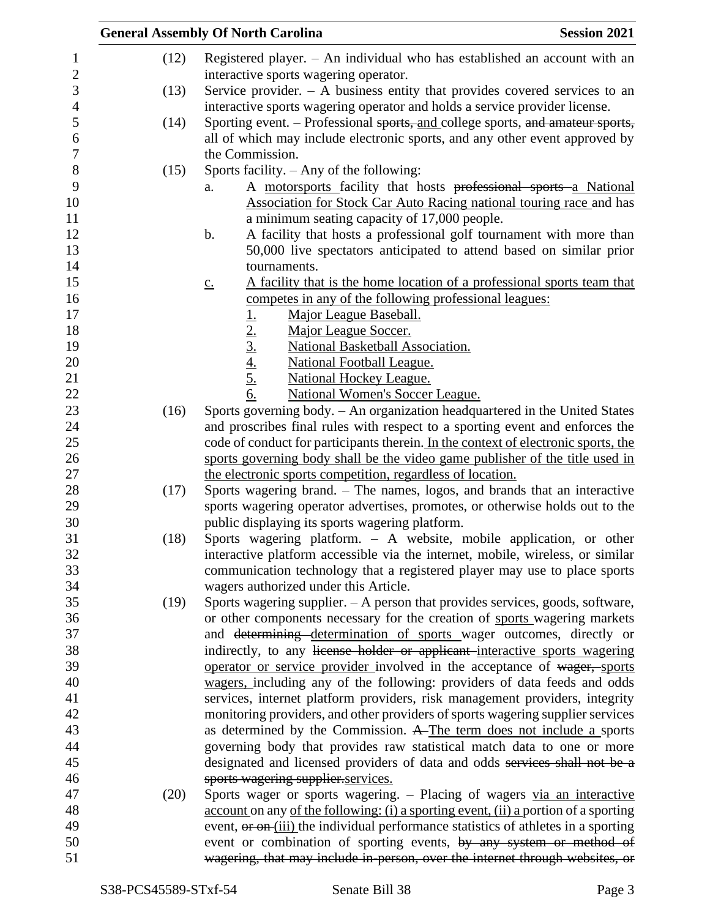(12) Registered player. – An individual who has established an account with an interactive sports wagering operator.

(13) Service provider. – A business entity that provides covered services to an interactive sports wagering operator and holds a service provider license.

(14) Sporting event. – Professional ~~sports,~~ and college sports, ~~and amateur sports,~~ all of which may include electronic sports, and any other event approved by the Commission.

(15) Sports facility. – Any of the following:

a. A motorsports facility that hosts ~~professional sports~~ a National Association for Stock Car Auto Racing national touring race and has a minimum seating capacity of 17,000 people.

b. A facility that hosts a professional golf tournament with more than 50,000 live spectators anticipated to attend based on similar prior tournaments.

c. A facility that is the home location of a professional sports team that competes in any of the following professional leagues:

1. Major League Baseball.
2. Major League Soccer.
3. National Basketball Association.
4. National Football League.
5. National Hockey League.
6. National Women's Soccer League.

(16) Sports governing body. – An organization headquartered in the United States and proscribes final rules with respect to a sporting event and enforces the code of conduct for participants therein. In the context of electronic sports, the sports governing body shall be the video game publisher of the title used in the electronic sports competition, regardless of location.

(17) Sports wagering brand. – The names, logos, and brands that an interactive sports wagering operator advertises, promotes, or otherwise holds out to the public displaying its sports wagering platform.

(18) Sports wagering platform. – A website, mobile application, or other interactive platform accessible via the internet, mobile, wireless, or similar communication technology that a registered player may use to place sports wagers authorized under this Article.

(19) Sports wagering supplier. – A person that provides services, goods, software, or other components necessary for the creation of sports wagering markets and ~~determining~~ determination of sports wager outcomes, directly or indirectly, to any ~~license holder or applicant~~ interactive sports wagering operator or service provider involved in the acceptance of ~~wager,~~ sports wagers, including any of the following: providers of data feeds and odds services, internet platform providers, risk management providers, integrity monitoring providers, and other providers of sports wagering supplier services as determined by the Commission. ~~A~~ The term does not include a sports governing body that provides raw statistical match data to one or more designated and licensed providers of data and odds ~~services shall not be a sports wagering supplier.~~services.

(20) Sports wager or sports wagering. – Placing of wagers via an interactive account on any of the following: (i) a sporting event, (ii) a portion of a sporting event, ~~or on~~ (iii) the individual performance statistics of athletes in a sporting event or combination of sporting events, ~~by any system or method of wagering, that may include in-person, over the internet through websites, or~~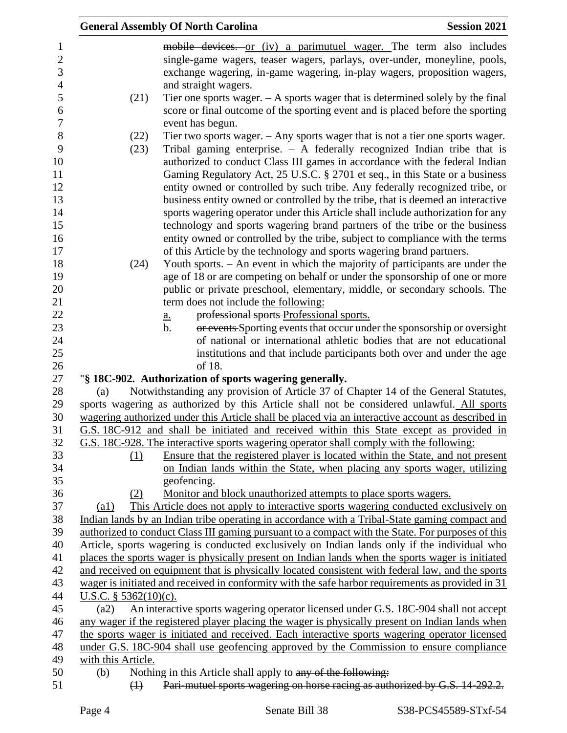~~mobile devices.~~ or (iv) a parimutuel wager. The term also includes single-game wagers, teaser wagers, parlays, over-under, moneyline, pools, exchange wagering, in-game wagering, in-play wagers, proposition wagers, and straight wagers.

(21) Tier one sports wager. – A sports wager that is determined solely by the final score or final outcome of the sporting event and is placed before the sporting event has begun.

(22) Tier two sports wager. – Any sports wager that is not a tier one sports wager.

(23) Tribal gaming enterprise. – A federally recognized Indian tribe that is authorized to conduct Class III games in accordance with the federal Indian Gaming Regulatory Act, 25 U.S.C. § 2701 et seq., in this State or a business entity owned or controlled by such tribe. Any federally recognized tribe, or business entity owned or controlled by the tribe, that is deemed an interactive sports wagering operator under this Article shall include authorization for any technology and sports wagering brand partners of the tribe or the business entity owned or controlled by the tribe, subject to compliance with the terms of this Article by the technology and sports wagering brand partners.

(24) Youth sports. – An event in which the majority of participants are under the age of 18 or are competing on behalf or under the sponsorship of one or more public or private preschool, elementary, middle, or secondary schools. The term does not include the following:

a. ~~professional sports~~ Professional sports.

b. ~~or events~~ Sporting events that occur under the sponsorship or oversight of national or international athletic bodies that are not educational institutions and that include participants both over and under the age of 18.

"**§ 18C-902. Authorization of sports wagering generally.**

(a) Notwithstanding any provision of Article 37 of Chapter 14 of the General Statutes, sports wagering as authorized by this Article shall not be considered unlawful. All sports wagering authorized under this Article shall be placed via an interactive account as described in G.S. 18C-912 and shall be initiated and received within this State except as provided in G.S. 18C-928. The interactive sports wagering operator shall comply with the following:

(1) Ensure that the registered player is located within the State, and not present on Indian lands within the State, when placing any sports wager, utilizing geofencing.

(2) Monitor and block unauthorized attempts to place sports wagers.

(a1) This Article does not apply to interactive sports wagering conducted exclusively on Indian lands by an Indian tribe operating in accordance with a Tribal-State gaming compact and authorized to conduct Class III gaming pursuant to a compact with the State. For purposes of this Article, sports wagering is conducted exclusively on Indian lands only if the individual who places the sports wager is physically present on Indian lands when the sports wager is initiated and received on equipment that is physically located consistent with federal law, and the sports wager is initiated and received in conformity with the safe harbor requirements as provided in 31 U.S.C. § 5362(10)(c).

(a2) An interactive sports wagering operator licensed under G.S. 18C-904 shall not accept any wager if the registered player placing the wager is physically present on Indian lands when the sports wager is initiated and received. Each interactive sports wagering operator licensed under G.S. 18C-904 shall use geofencing approved by the Commission to ensure compliance with this Article.

(b) Nothing in this Article shall apply to ~~any of the following:~~

~~(1) Pari-mutuel sports wagering on horse racing as authorized by G.S. 14-292.2.~~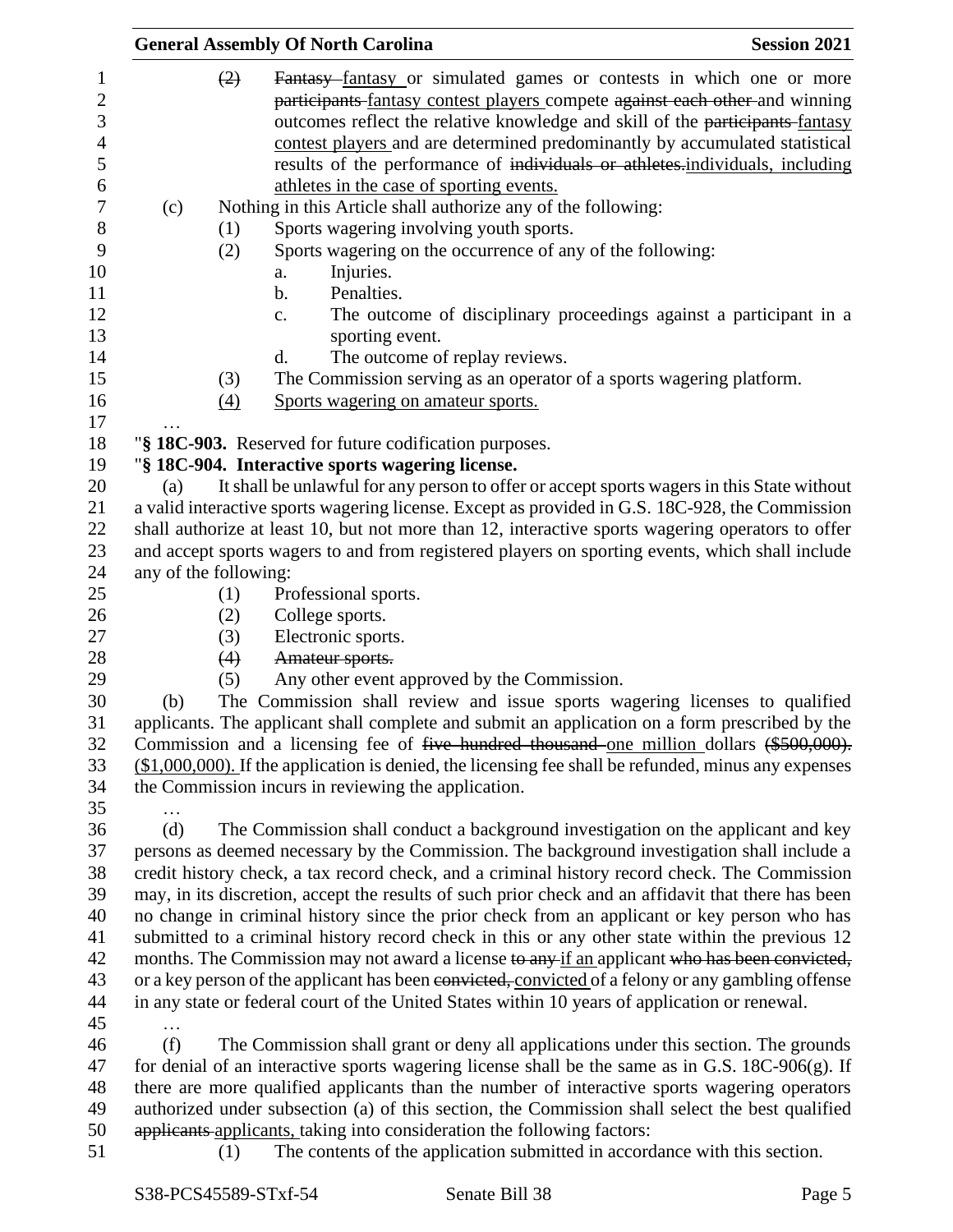(2) ~~Fantasy~~ fantasy or simulated games or contests in which one or more ~~participants~~ fantasy contest players compete ~~against each other~~ and winning outcomes reflect the relative knowledge and skill of the ~~participants~~ fantasy contest players and are determined predominantly by accumulated statistical results of the performance of ~~individuals or athletes.~~individuals, including athletes in the case of sporting events.

(c) Nothing in this Article shall authorize any of the following:

(1) Sports wagering involving youth sports.

(2) Sports wagering on the occurrence of any of the following:

a. Injuries.

b. Penalties.

c. The outcome of disciplinary proceedings against a participant in a sporting event.

d. The outcome of replay reviews.

(3) The Commission serving as an operator of a sports wagering platform.

(4) Sports wagering on amateur sports.

…

"**§ 18C-903.** Reserved for future codification purposes.

"**§ 18C-904. Interactive sports wagering license.**

(a) It shall be unlawful for any person to offer or accept sports wagers in this State without a valid interactive sports wagering license. Except as provided in G.S. 18C-928, the Commission shall authorize at least 10, but not more than 12, interactive sports wagering operators to offer and accept sports wagers to and from registered players on sporting events, which shall include any of the following:

(1) Professional sports.

(2) College sports.

(3) Electronic sports.

~~(4) Amateur sports.~~

(5) Any other event approved by the Commission.

(b) The Commission shall review and issue sports wagering licenses to qualified applicants. The applicant shall complete and submit an application on a form prescribed by the Commission and a licensing fee of ~~five hundred thousand~~ one million dollars ~~($500,000).~~ ($1,000,000). If the application is denied, the licensing fee shall be refunded, minus any expenses the Commission incurs in reviewing the application.

…

(d) The Commission shall conduct a background investigation on the applicant and key persons as deemed necessary by the Commission. The background investigation shall include a credit history check, a tax record check, and a criminal history record check. The Commission may, in its discretion, accept the results of such prior check and an affidavit that there has been no change in criminal history since the prior check from an applicant or key person who has submitted to a criminal history record check in this or any other state within the previous 12 months. The Commission may not award a license ~~to any~~ if an applicant ~~who has been convicted,~~ or a key person of the applicant has been ~~convicted,~~ convicted of a felony or any gambling offense in any state or federal court of the United States within 10 years of application or renewal.

…

(f) The Commission shall grant or deny all applications under this section. The grounds for denial of an interactive sports wagering license shall be the same as in G.S. 18C-906(g). If there are more qualified applicants than the number of interactive sports wagering operators authorized under subsection (a) of this section, the Commission shall select the best qualified ~~applicants~~ applicants, taking into consideration the following factors:

(1) The contents of the application submitted in accordance with this section.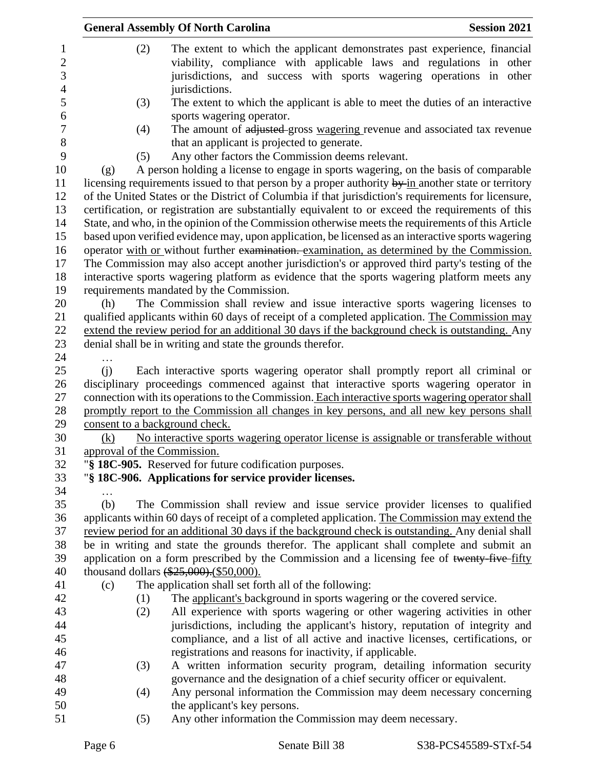(2) The extent to which the applicant demonstrates past experience, financial viability, compliance with applicable laws and regulations in other jurisdictions, and success with sports wagering operations in other jurisdictions.

(3) The extent to which the applicant is able to meet the duties of an interactive sports wagering operator.

(4) The amount of ~~adjusted~~ gross wagering revenue and associated tax revenue that an applicant is projected to generate.

(5) Any other factors the Commission deems relevant.

(g) A person holding a license to engage in sports wagering, on the basis of comparable licensing requirements issued to that person by a proper authority ~~by~~ in another state or territory of the United States or the District of Columbia if that jurisdiction's requirements for licensure, certification, or registration are substantially equivalent to or exceed the requirements of this State, and who, in the opinion of the Commission otherwise meets the requirements of this Article based upon verified evidence may, upon application, be licensed as an interactive sports wagering operator with or without further ~~examination.~~ examination, as determined by the Commission. The Commission may also accept another jurisdiction's or approved third party's testing of the interactive sports wagering platform as evidence that the sports wagering platform meets any requirements mandated by the Commission.

(h) The Commission shall review and issue interactive sports wagering licenses to qualified applicants within 60 days of receipt of a completed application. The Commission may extend the review period for an additional 30 days if the background check is outstanding. Any denial shall be in writing and state the grounds therefor.

…

(j) Each interactive sports wagering operator shall promptly report all criminal or disciplinary proceedings commenced against that interactive sports wagering operator in connection with its operations to the Commission. Each interactive sports wagering operator shall promptly report to the Commission all changes in key persons, and all new key persons shall consent to a background check.

(k) No interactive sports wagering operator license is assignable or transferable without approval of the Commission.

"**§ 18C-905.** Reserved for future codification purposes.

"**§ 18C-906. Applications for service provider licenses.**

…

(b) The Commission shall review and issue service provider licenses to qualified applicants within 60 days of receipt of a completed application. The Commission may extend the review period for an additional 30 days if the background check is outstanding. Any denial shall be in writing and state the grounds therefor. The applicant shall complete and submit an application on a form prescribed by the Commission and a licensing fee of ~~twenty-five~~ fifty thousand dollars ~~($25,000).~~($50,000).

(c) The application shall set forth all of the following:

(1) The applicant's background in sports wagering or the covered service.

(2) All experience with sports wagering or other wagering activities in other jurisdictions, including the applicant's history, reputation of integrity and compliance, and a list of all active and inactive licenses, certifications, or registrations and reasons for inactivity, if applicable.

(3) A written information security program, detailing information security governance and the designation of a chief security officer or equivalent.

(4) Any personal information the Commission may deem necessary concerning the applicant's key persons.

(5) Any other information the Commission may deem necessary.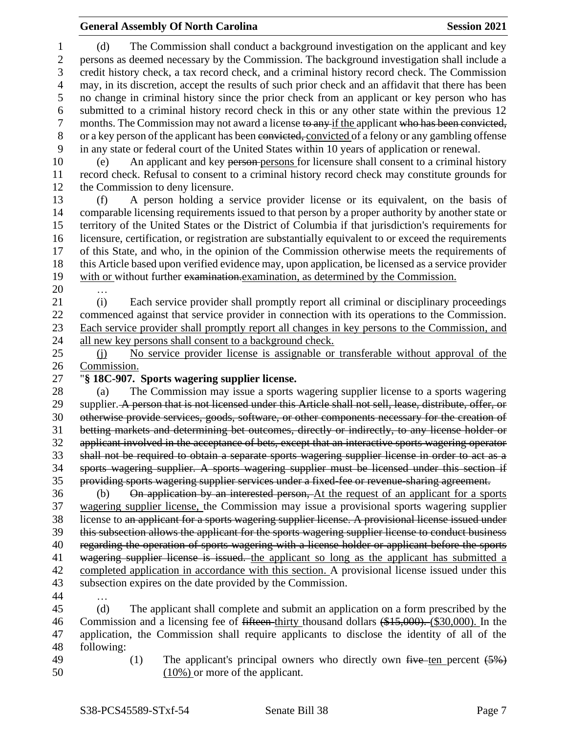(d) The Commission shall conduct a background investigation on the applicant and key persons as deemed necessary by the Commission. The background investigation shall include a credit history check, a tax record check, and a criminal history record check. The Commission may, in its discretion, accept the results of such prior check and an affidavit that there has been no change in criminal history since the prior check from an applicant or key person who has submitted to a criminal history record check in this or any other state within the previous 12 months. The Commission may not award a license ~~to any~~ if the applicant ~~who has been convicted,~~ or a key person of the applicant has been ~~convicted,~~ convicted of a felony or any gambling offense in any state or federal court of the United States within 10 years of application or renewal.

(e) An applicant and key ~~person~~ persons for licensure shall consent to a criminal history record check. Refusal to consent to a criminal history record check may constitute grounds for the Commission to deny licensure.

(f) A person holding a service provider license or its equivalent, on the basis of comparable licensing requirements issued to that person by a proper authority by another state or territory of the United States or the District of Columbia if that jurisdiction's requirements for licensure, certification, or registration are substantially equivalent to or exceed the requirements of this State, and who, in the opinion of the Commission otherwise meets the requirements of this Article based upon verified evidence may, upon application, be licensed as a service provider <u>with or</u> without further ~~examination.~~ <u>examination, as determined by the Commission.</u>

…

(i) Each service provider shall promptly report all criminal or disciplinary proceedings commenced against that service provider in connection with its operations to the Commission. <u>Each service provider shall promptly report all changes in key persons to the Commission, and all new key persons shall consent to a background check.</u>

<u>(j) No service provider license is assignable or transferable without approval of the Commission.</u>

"**§ 18C-907. Sports wagering supplier license.**

(a) The Commission may issue a sports wagering supplier license to a sports wagering supplier. ~~A person that is not licensed under this Article shall not sell, lease, distribute, offer, or otherwise provide services, goods, software, or other components necessary for the creation of betting markets and determining bet outcomes, directly or indirectly, to any license holder or applicant involved in the acceptance of bets, except that an interactive sports wagering operator shall not be required to obtain a separate sports wagering supplier license in order to act as a sports wagering supplier. A sports wagering supplier must be licensed under this section if providing sports wagering supplier services under a fixed-fee or revenue-sharing agreement.~~

(b) ~~On application by an interested person,~~ <u>At the request of an applicant for a sports wagering supplier license,</u> the Commission may issue a provisional sports wagering supplier license to ~~an applicant for a sports wagering supplier license. A provisional license issued under this subsection allows the applicant for the sports wagering supplier license to conduct business regarding the operation of sports wagering with a license holder or applicant before the sports wagering supplier license is issued.~~ <u>the applicant so long as the applicant has submitted a completed application in accordance with this section.</u> A provisional license issued under this subsection expires on the date provided by the Commission.

…

(d) The applicant shall complete and submit an application on a form prescribed by the Commission and a licensing fee of ~~fifteen~~ <u>thirty</u> thousand dollars ~~($15,000).~~ <u>($30,000).</u> In the application, the Commission shall require applicants to disclose the identity of all of the following:

(1) The applicant's principal owners who directly own ~~five~~ <u>ten</u> percent ~~(5%)~~ <u>(10%)</u> or more of the applicant.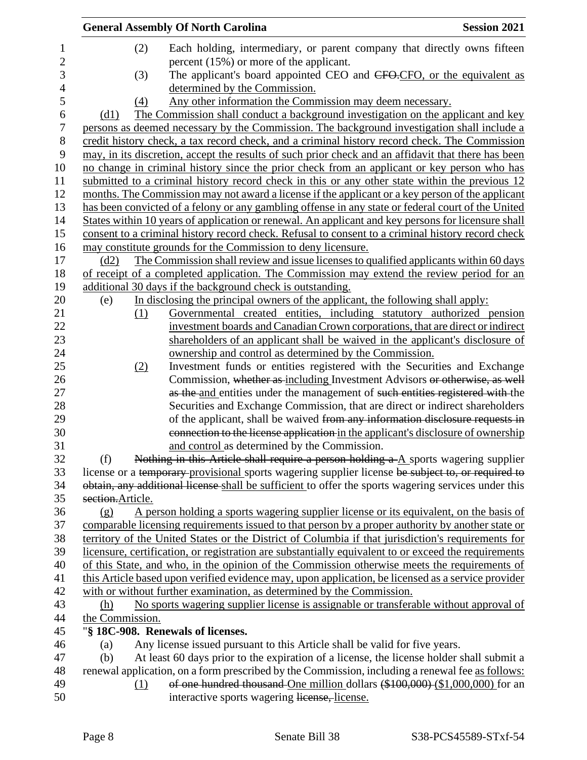(2) Each holding, intermediary, or parent company that directly owns fifteen percent (15%) or more of the applicant.

(3) The applicant's board appointed CEO and ~~CFO.~~CFO, or the equivalent as determined by the Commission.

(4) Any other information the Commission may deem necessary.

(d1) The Commission shall conduct a background investigation on the applicant and key persons as deemed necessary by the Commission. The background investigation shall include a credit history check, a tax record check, and a criminal history record check. The Commission may, in its discretion, accept the results of such prior check and an affidavit that there has been no change in criminal history since the prior check from an applicant or key person who has submitted to a criminal history record check in this or any other state within the previous 12 months. The Commission may not award a license if the applicant or a key person of the applicant has been convicted of a felony or any gambling offense in any state or federal court of the United States within 10 years of application or renewal. An applicant and key persons for licensure shall consent to a criminal history record check. Refusal to consent to a criminal history record check may constitute grounds for the Commission to deny licensure.

(d2) The Commission shall review and issue licenses to qualified applicants within 60 days of receipt of a completed application. The Commission may extend the review period for an additional 30 days if the background check is outstanding.

(e) In disclosing the principal owners of the applicant, the following shall apply:

(1) Governmental created entities, including statutory authorized pension investment boards and Canadian Crown corporations, that are direct or indirect shareholders of an applicant shall be waived in the applicant's disclosure of ownership and control as determined by the Commission.

(2) Investment funds or entities registered with the Securities and Exchange Commission, ~~whether as~~ including Investment Advisors ~~or otherwise, as well as the~~ and entities under the management of ~~such entities registered with~~ the Securities and Exchange Commission, that are direct or indirect shareholders of the applicant, shall be waived ~~from any information disclosure requests in connection to the license application~~ in the applicant's disclosure of ownership and control as determined by the Commission.

(f) ~~Nothing in this Article shall require a person holding a~~ A sports wagering supplier license or a ~~temporary~~ provisional sports wagering supplier license ~~be subject to, or required to obtain, any additional license~~ shall be sufficient to offer the sports wagering services under this ~~section.~~Article.

(g) A person holding a sports wagering supplier license or its equivalent, on the basis of comparable licensing requirements issued to that person by a proper authority by another state or territory of the United States or the District of Columbia if that jurisdiction's requirements for licensure, certification, or registration are substantially equivalent to or exceed the requirements of this State, and who, in the opinion of the Commission otherwise meets the requirements of this Article based upon verified evidence may, upon application, be licensed as a service provider with or without further examination, as determined by the Commission.

(h) No sports wagering supplier license is assignable or transferable without approval of the Commission.

"**§ 18C-908. Renewals of licenses.**

(a) Any license issued pursuant to this Article shall be valid for five years.

(b) At least 60 days prior to the expiration of a license, the license holder shall submit a renewal application, on a form prescribed by the Commission, including a renewal fee as follows:

(1) ~~of one hundred thousand~~ One million dollars ~~($100,000)~~ ($1,000,000) for an interactive sports wagering ~~license,~~ license.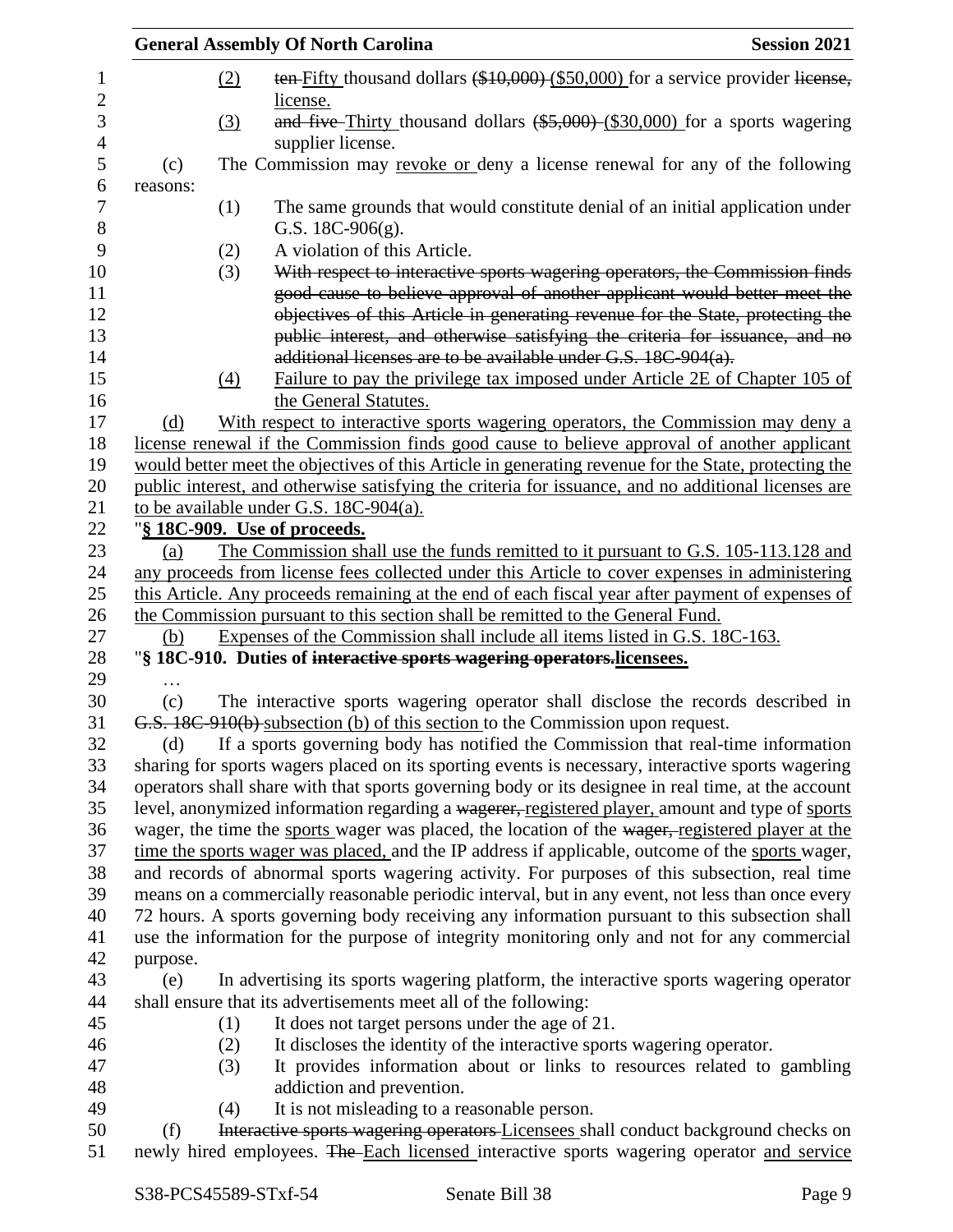(2) ~~ten~~ Fifty thousand dollars ~~($10,000)~~ ($50,000) for a service provider ~~license,~~ license.

(3) ~~and five~~ Thirty thousand dollars ~~($5,000)~~ ($30,000) for a sports wagering supplier license.

(c) The Commission may revoke or deny a license renewal for any of the following reasons:

(1) The same grounds that would constitute denial of an initial application under G.S. 18C-906(g).

(2) A violation of this Article.

(3) ~~With respect to interactive sports wagering operators, the Commission finds good cause to believe approval of another applicant would better meet the objectives of this Article in generating revenue for the State, protecting the public interest, and otherwise satisfying the criteria for issuance, and no additional licenses are to be available under G.S. 18C-904(a).~~

(4) Failure to pay the privilege tax imposed under Article 2E of Chapter 105 of the General Statutes.

(d) With respect to interactive sports wagering operators, the Commission may deny a license renewal if the Commission finds good cause to believe approval of another applicant would better meet the objectives of this Article in generating revenue for the State, protecting the public interest, and otherwise satisfying the criteria for issuance, and no additional licenses are to be available under G.S. 18C-904(a).

"**§ 18C-909. Use of proceeds.**

(a) The Commission shall use the funds remitted to it pursuant to G.S. 105-113.128 and any proceeds from license fees collected under this Article to cover expenses in administering this Article. Any proceeds remaining at the end of each fiscal year after payment of expenses of the Commission pursuant to this section shall be remitted to the General Fund.

(b) Expenses of the Commission shall include all items listed in G.S. 18C-163.

"**§ 18C-910. Duties of ~~interactive sports wagering operators.~~ licensees.**

…

(c) The interactive sports wagering operator shall disclose the records described in ~~G.S. 18C-910(b)~~ subsection (b) of this section to the Commission upon request.

(d) If a sports governing body has notified the Commission that real-time information sharing for sports wagers placed on its sporting events is necessary, interactive sports wagering operators shall share with that sports governing body or its designee in real time, at the account level, anonymized information regarding a ~~wagerer,~~ registered player, amount and type of sports wager, the time the sports wager was placed, the location of the ~~wager,~~ registered player at the time the sports wager was placed, and the IP address if applicable, outcome of the sports wager, and records of abnormal sports wagering activity. For purposes of this subsection, real time means on a commercially reasonable periodic interval, but in any event, not less than once every 72 hours. A sports governing body receiving any information pursuant to this subsection shall use the information for the purpose of integrity monitoring only and not for any commercial purpose.

(e) In advertising its sports wagering platform, the interactive sports wagering operator shall ensure that its advertisements meet all of the following:

(1) It does not target persons under the age of 21.

(2) It discloses the identity of the interactive sports wagering operator.

(3) It provides information about or links to resources related to gambling addiction and prevention.

(4) It is not misleading to a reasonable person.

(f) ~~Interactive sports wagering operators~~ Licensees shall conduct background checks on newly hired employees. ~~The~~ Each licensed interactive sports wagering operator and service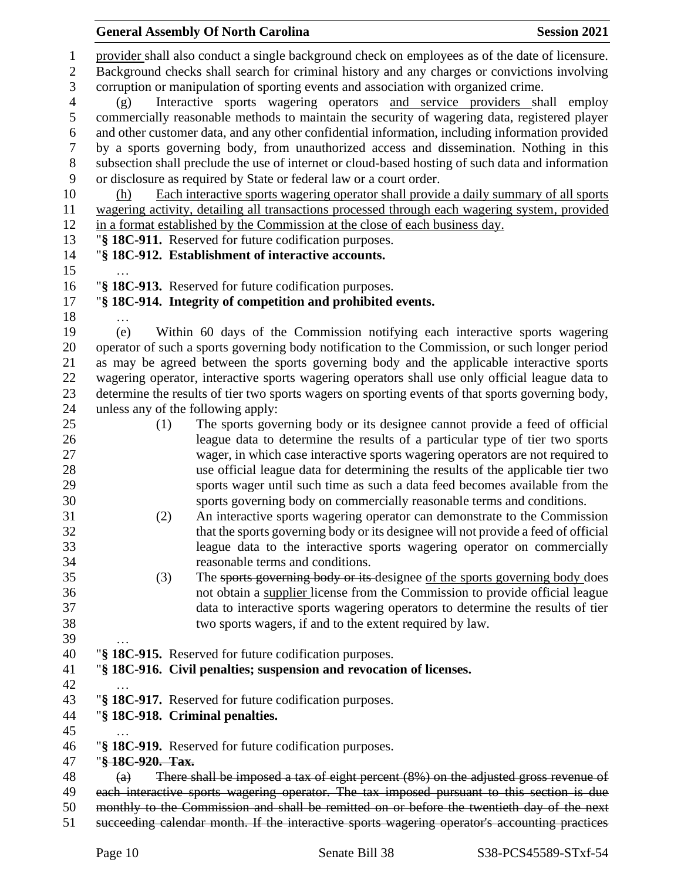provider shall also conduct a single background check on employees as of the date of licensure. Background checks shall search for criminal history and any charges or convictions involving corruption or manipulation of sporting events and association with organized crime.

(g) Interactive sports wagering operators and service providers shall employ commercially reasonable methods to maintain the security of wagering data, registered player and other customer data, and any other confidential information, including information provided by a sports governing body, from unauthorized access and dissemination. Nothing in this subsection shall preclude the use of internet or cloud-based hosting of such data and information or disclosure as required by State or federal law or a court order.

(h) Each interactive sports wagering operator shall provide a daily summary of all sports wagering activity, detailing all transactions processed through each wagering system, provided in a format established by the Commission at the close of each business day.

"**§ 18C-911.** Reserved for future codification purposes.

"**§ 18C-912. Establishment of interactive accounts.**

…

"**§ 18C-913.** Reserved for future codification purposes.

"**§ 18C-914. Integrity of competition and prohibited events.**

…

(e) Within 60 days of the Commission notifying each interactive sports wagering operator of such a sports governing body notification to the Commission, or such longer period as may be agreed between the sports governing body and the applicable interactive sports wagering operator, interactive sports wagering operators shall use only official league data to determine the results of tier two sports wagers on sporting events of that sports governing body, unless any of the following apply:

(1) The sports governing body or its designee cannot provide a feed of official league data to determine the results of a particular type of tier two sports wager, in which case interactive sports wagering operators are not required to use official league data for determining the results of the applicable tier two sports wager until such time as such a data feed becomes available from the sports governing body on commercially reasonable terms and conditions.

(2) An interactive sports wagering operator can demonstrate to the Commission that the sports governing body or its designee will not provide a feed of official league data to the interactive sports wagering operator on commercially reasonable terms and conditions.

(3) The ~~sports governing body or its~~ designee of the sports governing body does not obtain a supplier license from the Commission to provide official league data to interactive sports wagering operators to determine the results of tier two sports wagers, if and to the extent required by law.

…

"**§ 18C-915.** Reserved for future codification purposes.

"**§ 18C-916. Civil penalties; suspension and revocation of licenses.**

…

"**§ 18C-917.** Reserved for future codification purposes.

"**§ 18C-918. Criminal penalties.**

…

"**§ 18C-919.** Reserved for future codification purposes.

"~~**§ 18C-920. Tax.**~~

~~(a) There shall be imposed a tax of eight percent (8%) on the adjusted gross revenue of each interactive sports wagering operator. The tax imposed pursuant to this section is due monthly to the Commission and shall be remitted on or before the twentieth day of the next succeeding calendar month. If the interactive sports wagering operator's accounting practices~~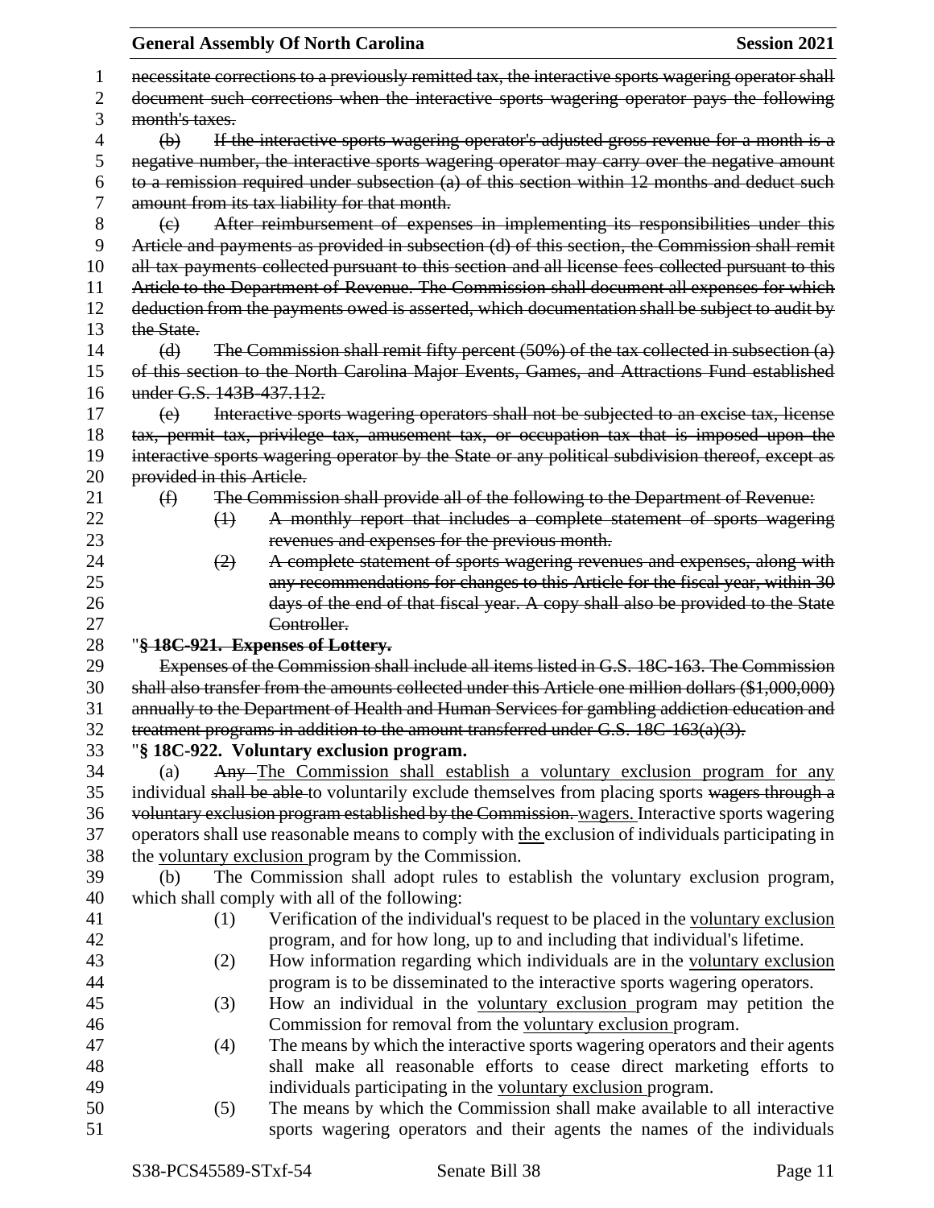~~necessitate corrections to a previously remitted tax, the interactive sports wagering operator shall document such corrections when the interactive sports wagering operator pays the following month's taxes.~~

~~(b) If the interactive sports wagering operator's adjusted gross revenue for a month is a negative number, the interactive sports wagering operator may carry over the negative amount to a remission required under subsection (a) of this section within 12 months and deduct such amount from its tax liability for that month.~~

~~(c) After reimbursement of expenses in implementing its responsibilities under this Article and payments as provided in subsection (d) of this section, the Commission shall remit all tax payments collected pursuant to this section and all license fees collected pursuant to this Article to the Department of Revenue. The Commission shall document all expenses for which deduction from the payments owed is asserted, which documentation shall be subject to audit by the State.~~

~~(d) The Commission shall remit fifty percent (50%) of the tax collected in subsection (a) of this section to the North Carolina Major Events, Games, and Attractions Fund established under G.S. 143B-437.112.~~

~~(e) Interactive sports wagering operators shall not be subjected to an excise tax, license tax, permit tax, privilege tax, amusement tax, or occupation tax that is imposed upon the interactive sports wagering operator by the State or any political subdivision thereof, except as provided in this Article.~~

~~(f) The Commission shall provide all of the following to the Department of Revenue:~~

~~(1) A monthly report that includes a complete statement of sports wagering revenues and expenses for the previous month.~~

~~(2) A complete statement of sports wagering revenues and expenses, along with any recommendations for changes to this Article for the fiscal year, within 30 days of the end of that fiscal year. A copy shall also be provided to the State Controller.~~

"~~**§ 18C-921. Expenses of Lottery.**~~

~~Expenses of the Commission shall include all items listed in G.S. 18C-163. The Commission shall also transfer from the amounts collected under this Article one million dollars ($1,000,000) annually to the Department of Health and Human Services for gambling addiction education and treatment programs in addition to the amount transferred under G.S. 18C-163(a)(3).~~

"**§ 18C-922. Voluntary exclusion program.**

(a) ~~Any~~ <u>The Commission shall establish a voluntary exclusion program for any</u> individual ~~shall be able~~ to voluntarily exclude themselves from placing sports ~~wagers through a voluntary exclusion program established by the Commission.~~ <u>wagers.</u> Interactive sports wagering operators shall use reasonable means to comply with <u>the</u> exclusion of individuals participating in the <u>voluntary exclusion</u> program by the Commission.

(b) The Commission shall adopt rules to establish the voluntary exclusion program, which shall comply with all of the following:

(1) Verification of the individual's request to be placed in the <u>voluntary exclusion</u> program, and for how long, up to and including that individual's lifetime.

(2) How information regarding which individuals are in the <u>voluntary exclusion</u> program is to be disseminated to the interactive sports wagering operators.

(3) How an individual in the <u>voluntary exclusion</u> program may petition the Commission for removal from the <u>voluntary exclusion</u> program.

(4) The means by which the interactive sports wagering operators and their agents shall make all reasonable efforts to cease direct marketing efforts to individuals participating in the <u>voluntary exclusion</u> program.

(5) The means by which the Commission shall make available to all interactive sports wagering operators and their agents the names of the individuals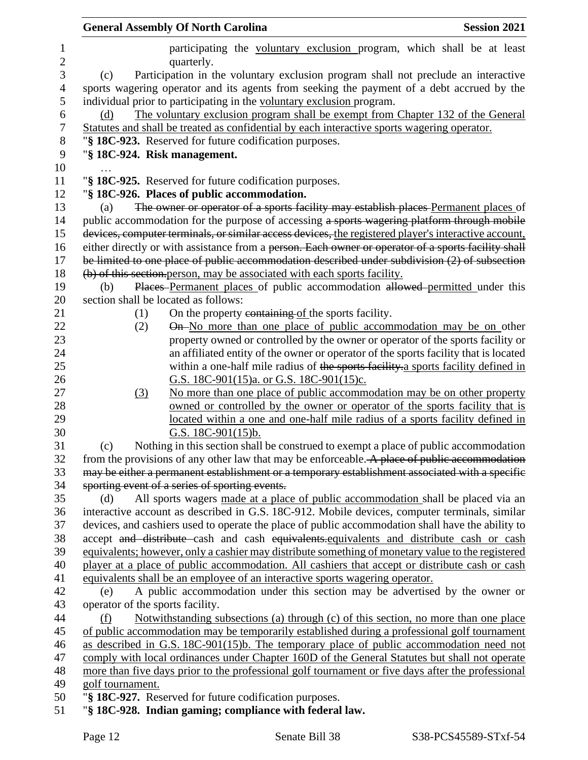participating the voluntary exclusion program, which shall be at least quarterly.

(c) Participation in the voluntary exclusion program shall not preclude an interactive sports wagering operator and its agents from seeking the payment of a debt accrued by the individual prior to participating in the voluntary exclusion program.

(d) The voluntary exclusion program shall be exempt from Chapter 132 of the General Statutes and shall be treated as confidential by each interactive sports wagering operator.

"**§ 18C-923.** Reserved for future codification purposes.

"**§ 18C-924. Risk management.**

…

"**§ 18C-925.** Reserved for future codification purposes.

"**§ 18C-926. Places of public accommodation.**

(a) ~~The owner or operator of a sports facility may establish places~~ Permanent places of public accommodation for the purpose of accessing ~~a sports wagering platform through mobile devices, computer terminals, or similar access devices,~~ the registered player's interactive account, either directly or with assistance from a ~~person. Each owner or operator of a sports facility shall be limited to one place of public accommodation described under subdivision (2) of subsection (b) of this section.~~ person, may be associated with each sports facility.

(b) ~~Places~~ Permanent places of public accommodation ~~allowed~~ permitted under this section shall be located as follows:

(1) On the property ~~containing~~ of the sports facility.

(2) ~~On~~ No more than one place of public accommodation may be on other property owned or controlled by the owner or operator of the sports facility or an affiliated entity of the owner or operator of the sports facility that is located within a one-half mile radius of ~~the sports facility.~~ a sports facility defined in G.S. 18C-901(15)a. or G.S. 18C-901(15)c.

(3) No more than one place of public accommodation may be on other property owned or controlled by the owner or operator of the sports facility that is located within a one and one-half mile radius of a sports facility defined in G.S. 18C-901(15)b.

(c) Nothing in this section shall be construed to exempt a place of public accommodation from the provisions of any other law that may be enforceable. ~~A place of public accommodation may be either a permanent establishment or a temporary establishment associated with a specific sporting event of a series of sporting events.~~

(d) All sports wagers made at a place of public accommodation shall be placed via an interactive account as described in G.S. 18C-912. Mobile devices, computer terminals, similar devices, and cashiers used to operate the place of public accommodation shall have the ability to accept ~~and distribute~~ cash and cash ~~equivalents.~~ equivalents and distribute cash or cash equivalents; however, only a cashier may distribute something of monetary value to the registered player at a place of public accommodation. All cashiers that accept or distribute cash or cash equivalents shall be an employee of an interactive sports wagering operator.

(e) A public accommodation under this section may be advertised by the owner or operator of the sports facility.

(f) Notwithstanding subsections (a) through (c) of this section, no more than one place of public accommodation may be temporarily established during a professional golf tournament as described in G.S. 18C-901(15)b. The temporary place of public accommodation need not comply with local ordinances under Chapter 160D of the General Statutes but shall not operate more than five days prior to the professional golf tournament or five days after the professional golf tournament.

"**§ 18C-927.** Reserved for future codification purposes.

"**§ 18C-928. Indian gaming; compliance with federal law.**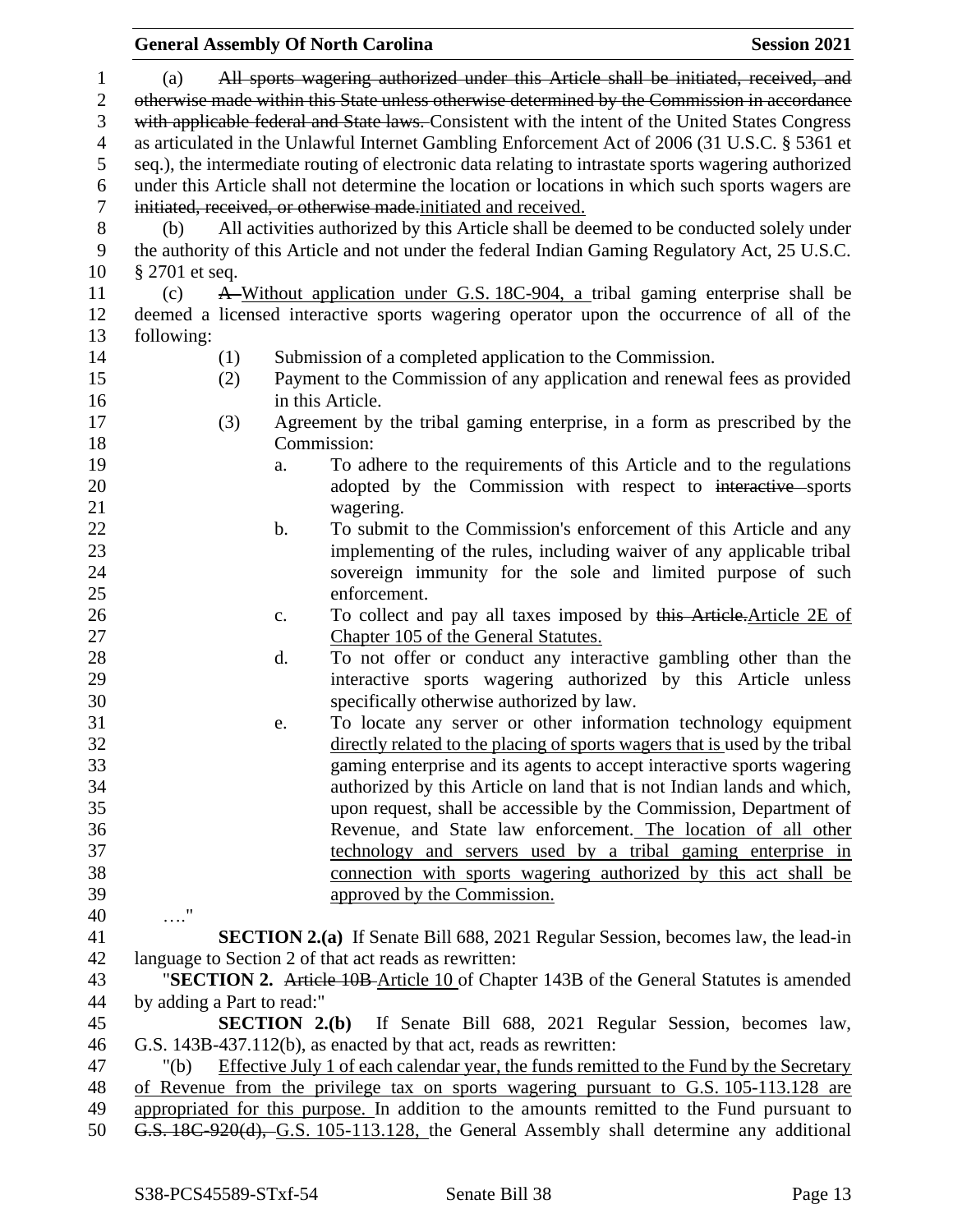(a) ~~All sports wagering authorized under this Article shall be initiated, received, and otherwise made within this State unless otherwise determined by the Commission in accordance with applicable federal and State laws.~~ Consistent with the intent of the United States Congress as articulated in the Unlawful Internet Gambling Enforcement Act of 2006 (31 U.S.C. § 5361 et seq.), the intermediate routing of electronic data relating to intrastate sports wagering authorized under this Article shall not determine the location or locations in which such sports wagers are ~~initiated, received, or otherwise made.~~ initiated and received.

(b) All activities authorized by this Article shall be deemed to be conducted solely under the authority of this Article and not under the federal Indian Gaming Regulatory Act, 25 U.S.C. § 2701 et seq.

(c) ~~A~~ Without application under G.S. 18C-904, a tribal gaming enterprise shall be deemed a licensed interactive sports wagering operator upon the occurrence of all of the following:

(1) Submission of a completed application to the Commission.

(2) Payment to the Commission of any application and renewal fees as provided in this Article.

(3) Agreement by the tribal gaming enterprise, in a form as prescribed by the Commission:

a. To adhere to the requirements of this Article and to the regulations adopted by the Commission with respect to ~~interactive~~ sports wagering.

b. To submit to the Commission's enforcement of this Article and any implementing of the rules, including waiver of any applicable tribal sovereign immunity for the sole and limited purpose of such enforcement.

c. To collect and pay all taxes imposed by ~~this Article.~~ Article 2E of Chapter 105 of the General Statutes.

d. To not offer or conduct any interactive gambling other than the interactive sports wagering authorized by this Article unless specifically otherwise authorized by law.

e. To locate any server or other information technology equipment directly related to the placing of sports wagers that is used by the tribal gaming enterprise and its agents to accept interactive sports wagering authorized by this Article on land that is not Indian lands and which, upon request, shall be accessible by the Commission, Department of Revenue, and State law enforcement. The location of all other technology and servers used by a tribal gaming enterprise in connection with sports wagering authorized by this act shall be approved by the Commission.

…."

**SECTION 2.(a)** If Senate Bill 688, 2021 Regular Session, becomes law, the lead-in language to Section 2 of that act reads as rewritten:

"**SECTION 2.** ~~Article 10B~~ Article 10 of Chapter 143B of the General Statutes is amended by adding a Part to read:"

**SECTION 2.(b)** If Senate Bill 688, 2021 Regular Session, becomes law, G.S. 143B-437.112(b), as enacted by that act, reads as rewritten:

"(b) Effective July 1 of each calendar year, the funds remitted to the Fund by the Secretary of Revenue from the privilege tax on sports wagering pursuant to G.S. 105-113.128 are appropriated for this purpose. In addition to the amounts remitted to the Fund pursuant to ~~G.S. 18C-920(d),~~ G.S. 105-113.128, the General Assembly shall determine any additional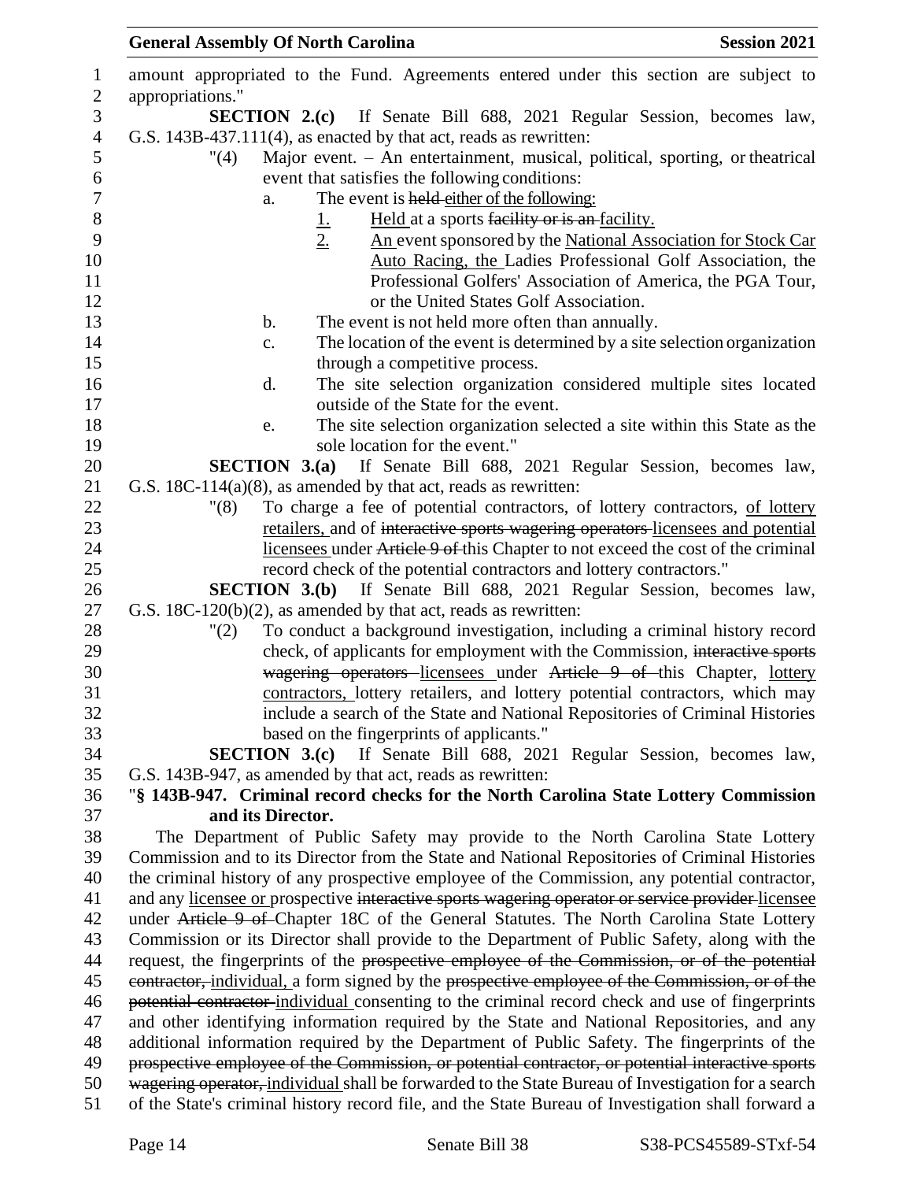amount appropriated to the Fund. Agreements entered under this section are subject to appropriations."

**SECTION 2.(c)** If Senate Bill 688, 2021 Regular Session, becomes law, G.S. 143B-437.111(4), as enacted by that act, reads as rewritten:

"(4) Major event. – An entertainment, musical, political, sporting, or theatrical event that satisfies the following conditions:

a. The event is ~~held~~ either of the following:

1. Held at a sports ~~facility or is an~~ facility.
2. An event sponsored by the National Association for Stock Car Auto Racing, the Ladies Professional Golf Association, the Professional Golfers' Association of America, the PGA Tour, or the United States Golf Association.

b. The event is not held more often than annually.

c. The location of the event is determined by a site selection organization through a competitive process.

d. The site selection organization considered multiple sites located outside of the State for the event.

e. The site selection organization selected a site within this State as the sole location for the event."

**SECTION 3.(a)** If Senate Bill 688, 2021 Regular Session, becomes law, G.S. 18C-114(a)(8), as amended by that act, reads as rewritten:

"(8) To charge a fee of potential contractors, of lottery contractors, of lottery retailers, and of ~~interactive sports wagering operators~~ licensees and potential licensees under ~~Article 9 of~~ this Chapter to not exceed the cost of the criminal record check of the potential contractors and lottery contractors."

**SECTION 3.(b)** If Senate Bill 688, 2021 Regular Session, becomes law, G.S. 18C-120(b)(2), as amended by that act, reads as rewritten:

"(2) To conduct a background investigation, including a criminal history record check, of applicants for employment with the Commission, ~~interactive sports wagering operators~~ licensees under ~~Article 9 of~~ this Chapter, lottery contractors, lottery retailers, and lottery potential contractors, which may include a search of the State and National Repositories of Criminal Histories based on the fingerprints of applicants."

**SECTION 3.(c)** If Senate Bill 688, 2021 Regular Session, becomes law, G.S. 143B-947, as amended by that act, reads as rewritten:

"**§ 143B-947. Criminal record checks for the North Carolina State Lottery Commission and its Director.**

The Department of Public Safety may provide to the North Carolina State Lottery Commission and to its Director from the State and National Repositories of Criminal Histories the criminal history of any prospective employee of the Commission, any potential contractor, and any licensee or prospective ~~interactive sports wagering operator or service provider~~ licensee under ~~Article 9 of~~ Chapter 18C of the General Statutes. The North Carolina State Lottery Commission or its Director shall provide to the Department of Public Safety, along with the request, the fingerprints of the ~~prospective employee of the Commission, or of the potential contractor,~~ individual, a form signed by the ~~prospective employee of the Commission, or of the potential contractor~~ individual consenting to the criminal record check and use of fingerprints and other identifying information required by the State and National Repositories, and any additional information required by the Department of Public Safety. The fingerprints of the ~~prospective employee of the Commission, or potential contractor, or potential interactive sports wagering operator,~~ individual shall be forwarded to the State Bureau of Investigation for a search of the State's criminal history record file, and the State Bureau of Investigation shall forward a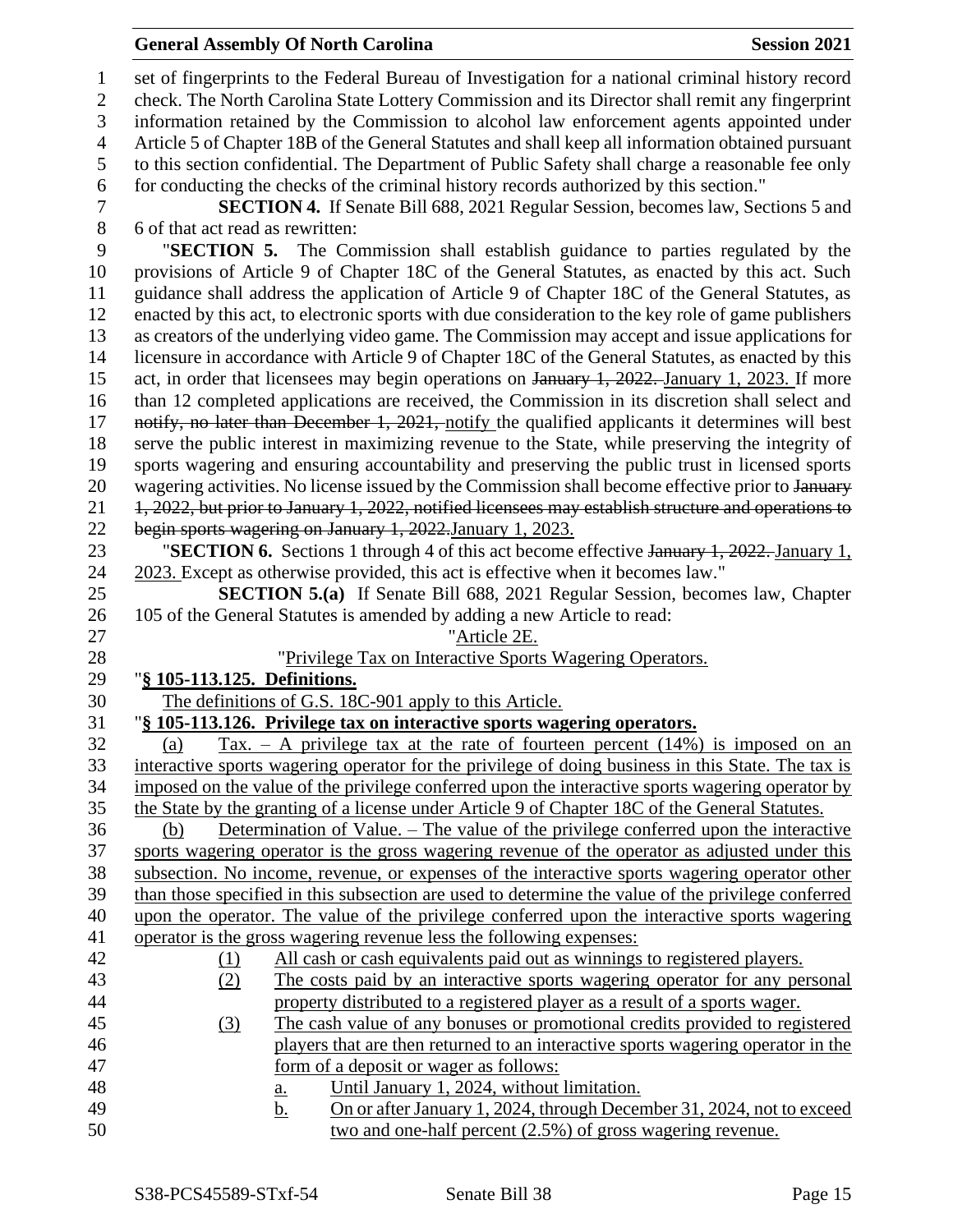set of fingerprints to the Federal Bureau of Investigation for a national criminal history record check. The North Carolina State Lottery Commission and its Director shall remit any fingerprint information retained by the Commission to alcohol law enforcement agents appointed under Article 5 of Chapter 18B of the General Statutes and shall keep all information obtained pursuant to this section confidential. The Department of Public Safety shall charge a reasonable fee only for conducting the checks of the criminal history records authorized by this section."

**SECTION 4.** If Senate Bill 688, 2021 Regular Session, becomes law, Sections 5 and 6 of that act read as rewritten:

"**SECTION 5.** The Commission shall establish guidance to parties regulated by the provisions of Article 9 of Chapter 18C of the General Statutes, as enacted by this act. Such guidance shall address the application of Article 9 of Chapter 18C of the General Statutes, as enacted by this act, to electronic sports with due consideration to the key role of game publishers as creators of the underlying video game. The Commission may accept and issue applications for licensure in accordance with Article 9 of Chapter 18C of the General Statutes, as enacted by this act, in order that licensees may begin operations on ~~January 1, 2022.~~ <u>January 1, 2023.</u> If more than 12 completed applications are received, the Commission in its discretion shall select and ~~notify, no later than December 1, 2021,~~ <u>notify</u> the qualified applicants it determines will best serve the public interest in maximizing revenue to the State, while preserving the integrity of sports wagering and ensuring accountability and preserving the public trust in licensed sports wagering activities. No license issued by the Commission shall become effective prior to ~~January 1, 2022, but prior to January 1, 2022, notified licensees may establish structure and operations to begin sports wagering on January 1, 2022.~~<u>January 1, 2023.</u>

"**SECTION 6.** Sections 1 through 4 of this act become effective ~~January 1, 2022.~~ <u>January 1, 2023.</u> Except as otherwise provided, this act is effective when it becomes law."

**SECTION 5.(a)** If Senate Bill 688, 2021 Regular Session, becomes law, Chapter 105 of the General Statutes is amended by adding a new Article to read:

"<u>Article 2E.</u>

"<u>Privilege Tax on Interactive Sports Wagering Operators.</u>

"**<u>§ 105-113.125. Definitions.</u>**

<u>The definitions of G.S. 18C-901 apply to this Article.</u>

"**<u>§ 105-113.126. Privilege tax on interactive sports wagering operators.</u>**

<u>(a) Tax. – A privilege tax at the rate of fourteen percent (14%) is imposed on an interactive sports wagering operator for the privilege of doing business in this State. The tax is imposed on the value of the privilege conferred upon the interactive sports wagering operator by the State by the granting of a license under Article 9 of Chapter 18C of the General Statutes.</u>

<u>(b) Determination of Value. – The value of the privilege conferred upon the interactive sports wagering operator is the gross wagering revenue of the operator as adjusted under this subsection. No income, revenue, or expenses of the interactive sports wagering operator other than those specified in this subsection are used to determine the value of the privilege conferred upon the operator. The value of the privilege conferred upon the interactive sports wagering operator is the gross wagering revenue less the following expenses:</u>

<u>(1) All cash or cash equivalents paid out as winnings to registered players.</u>

<u>(2) The costs paid by an interactive sports wagering operator for any personal property distributed to a registered player as a result of a sports wager.</u>

<u>(3) The cash value of any bonuses or promotional credits provided to registered players that are then returned to an interactive sports wagering operator in the form of a deposit or wager as follows:</u>

<u>a. Until January 1, 2024, without limitation.</u>

<u>b. On or after January 1, 2024, through December 31, 2024, not to exceed two and one-half percent (2.5%) of gross wagering revenue.</u>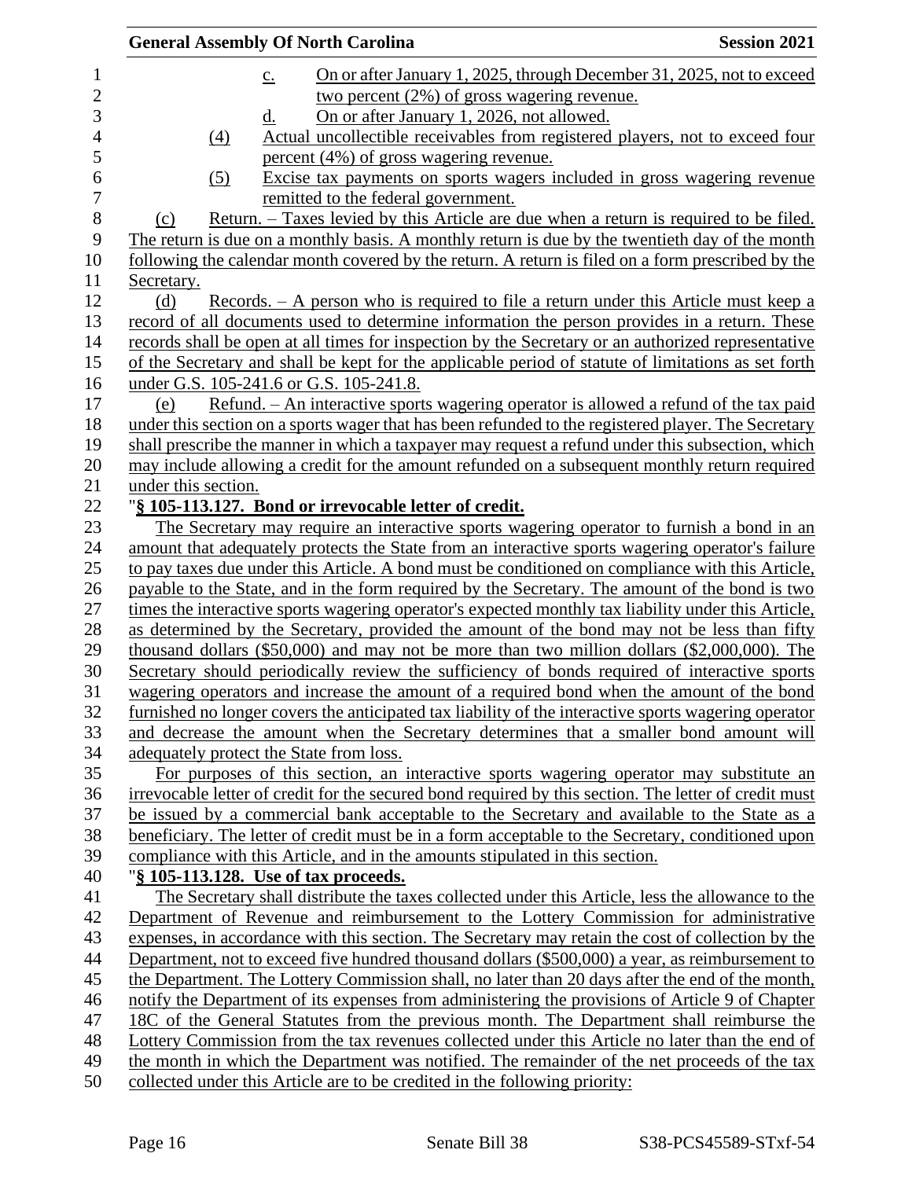c. On or after January 1, 2025, through December 31, 2025, not to exceed two percent (2%) of gross wagering revenue.

d. On or after January 1, 2026, not allowed.

(4) Actual uncollectible receivables from registered players, not to exceed four percent (4%) of gross wagering revenue.

(5) Excise tax payments on sports wagers included in gross wagering revenue remitted to the federal government.

(c) Return. – Taxes levied by this Article are due when a return is required to be filed. The return is due on a monthly basis. A monthly return is due by the twentieth day of the month following the calendar month covered by the return. A return is filed on a form prescribed by the Secretary.

(d) Records. – A person who is required to file a return under this Article must keep a record of all documents used to determine information the person provides in a return. These records shall be open at all times for inspection by the Secretary or an authorized representative of the Secretary and shall be kept for the applicable period of statute of limitations as set forth under G.S. 105-241.6 or G.S. 105-241.8.

(e) Refund. – An interactive sports wagering operator is allowed a refund of the tax paid under this section on a sports wager that has been refunded to the registered player. The Secretary shall prescribe the manner in which a taxpayer may request a refund under this subsection, which may include allowing a credit for the amount refunded on a subsequent monthly return required under this section.

"**§ 105-113.127. Bond or irrevocable letter of credit.**

The Secretary may require an interactive sports wagering operator to furnish a bond in an amount that adequately protects the State from an interactive sports wagering operator's failure to pay taxes due under this Article. A bond must be conditioned on compliance with this Article, payable to the State, and in the form required by the Secretary. The amount of the bond is two times the interactive sports wagering operator's expected monthly tax liability under this Article, as determined by the Secretary, provided the amount of the bond may not be less than fifty thousand dollars ($50,000) and may not be more than two million dollars ($2,000,000). The Secretary should periodically review the sufficiency of bonds required of interactive sports wagering operators and increase the amount of a required bond when the amount of the bond furnished no longer covers the anticipated tax liability of the interactive sports wagering operator and decrease the amount when the Secretary determines that a smaller bond amount will adequately protect the State from loss.

For purposes of this section, an interactive sports wagering operator may substitute an irrevocable letter of credit for the secured bond required by this section. The letter of credit must be issued by a commercial bank acceptable to the Secretary and available to the State as a beneficiary. The letter of credit must be in a form acceptable to the Secretary, conditioned upon compliance with this Article, and in the amounts stipulated in this section.

"**§ 105-113.128. Use of tax proceeds.**

The Secretary shall distribute the taxes collected under this Article, less the allowance to the Department of Revenue and reimbursement to the Lottery Commission for administrative expenses, in accordance with this section. The Secretary may retain the cost of collection by the Department, not to exceed five hundred thousand dollars ($500,000) a year, as reimbursement to the Department. The Lottery Commission shall, no later than 20 days after the end of the month, notify the Department of its expenses from administering the provisions of Article 9 of Chapter 18C of the General Statutes from the previous month. The Department shall reimburse the Lottery Commission from the tax revenues collected under this Article no later than the end of the month in which the Department was notified. The remainder of the net proceeds of the tax collected under this Article are to be credited in the following priority: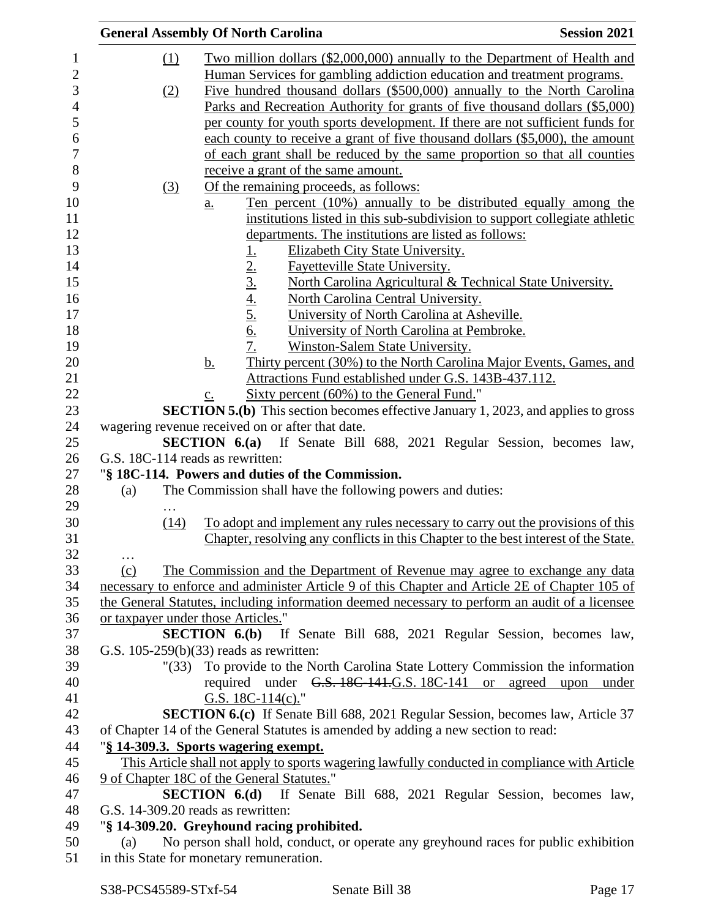(1) Two million dollars ($2,000,000) annually to the Department of Health and Human Services for gambling addiction education and treatment programs.

(2) Five hundred thousand dollars ($500,000) annually to the North Carolina Parks and Recreation Authority for grants of five thousand dollars ($5,000) per county for youth sports development. If there are not sufficient funds for each county to receive a grant of five thousand dollars ($5,000), the amount of each grant shall be reduced by the same proportion so that all counties receive a grant of the same amount.

(3) Of the remaining proceeds, as follows:

a. Ten percent (10%) annually to be distributed equally among the institutions listed in this sub-subdivision to support collegiate athletic departments. The institutions are listed as follows:

1. Elizabeth City State University.
2. Fayetteville State University.
3. North Carolina Agricultural & Technical State University.
4. North Carolina Central University.
5. University of North Carolina at Asheville.
6. University of North Carolina at Pembroke.
7. Winston-Salem State University.

b. Thirty percent (30%) to the North Carolina Major Events, Games, and Attractions Fund established under G.S. 143B-437.112.

c. Sixty percent (60%) to the General Fund."

**SECTION 5.(b)** This section becomes effective January 1, 2023, and applies to gross wagering revenue received on or after that date.

**SECTION 6.(a)** If Senate Bill 688, 2021 Regular Session, becomes law, G.S. 18C-114 reads as rewritten:

"**§ 18C-114. Powers and duties of the Commission.**

(a) The Commission shall have the following powers and duties:

…

(14) To adopt and implement any rules necessary to carry out the provisions of this Chapter, resolving any conflicts in this Chapter to the best interest of the State.

…

(c) The Commission and the Department of Revenue may agree to exchange any data necessary to enforce and administer Article 9 of this Chapter and Article 2E of Chapter 105 of the General Statutes, including information deemed necessary to perform an audit of a licensee or taxpayer under those Articles."

**SECTION 6.(b)** If Senate Bill 688, 2021 Regular Session, becomes law, G.S. 105-259(b)(33) reads as rewritten:

"(33) To provide to the North Carolina State Lottery Commission the information required under ~~G.S. 18C-141.~~G.S. 18C-141 or agreed upon under G.S. 18C-114(c)."

**SECTION 6.(c)** If Senate Bill 688, 2021 Regular Session, becomes law, Article 37 of Chapter 14 of the General Statutes is amended by adding a new section to read:

"**§ 14-309.3. Sports wagering exempt.**

This Article shall not apply to sports wagering lawfully conducted in compliance with Article 9 of Chapter 18C of the General Statutes."

**SECTION 6.(d)** If Senate Bill 688, 2021 Regular Session, becomes law, G.S. 14-309.20 reads as rewritten:

"**§ 14-309.20. Greyhound racing prohibited.**

(a) No person shall hold, conduct, or operate any greyhound races for public exhibition in this State for monetary remuneration.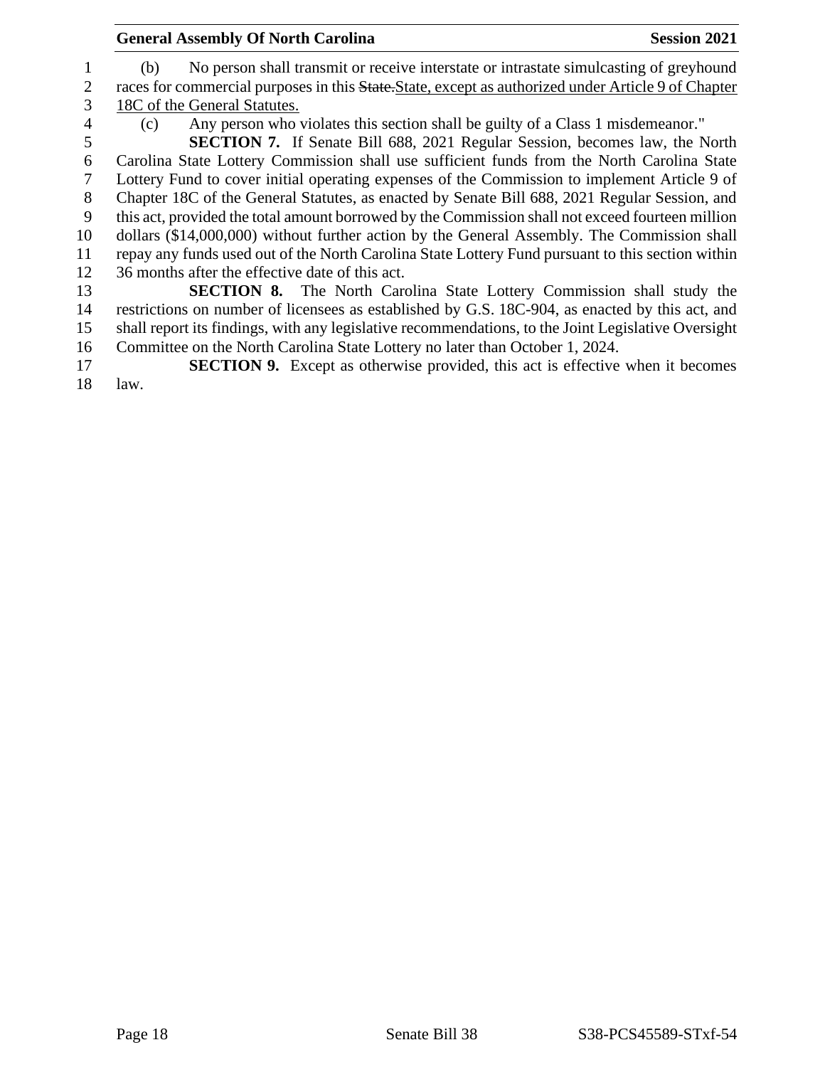(b) No person shall transmit or receive interstate or intrastate simulcasting of greyhound races for commercial purposes in this ~~State.~~State, except as authorized under Article 9 of Chapter 18C of the General Statutes.

(c) Any person who violates this section shall be guilty of a Class 1 misdemeanor."

**SECTION 7.** If Senate Bill 688, 2021 Regular Session, becomes law, the North Carolina State Lottery Commission shall use sufficient funds from the North Carolina State Lottery Fund to cover initial operating expenses of the Commission to implement Article 9 of Chapter 18C of the General Statutes, as enacted by Senate Bill 688, 2021 Regular Session, and this act, provided the total amount borrowed by the Commission shall not exceed fourteen million dollars ($14,000,000) without further action by the General Assembly. The Commission shall repay any funds used out of the North Carolina State Lottery Fund pursuant to this section within 36 months after the effective date of this act.

**SECTION 8.** The North Carolina State Lottery Commission shall study the restrictions on number of licensees as established by G.S. 18C-904, as enacted by this act, and shall report its findings, with any legislative recommendations, to the Joint Legislative Oversight Committee on the North Carolina State Lottery no later than October 1, 2024.

**SECTION 9.** Except as otherwise provided, this act is effective when it becomes law.